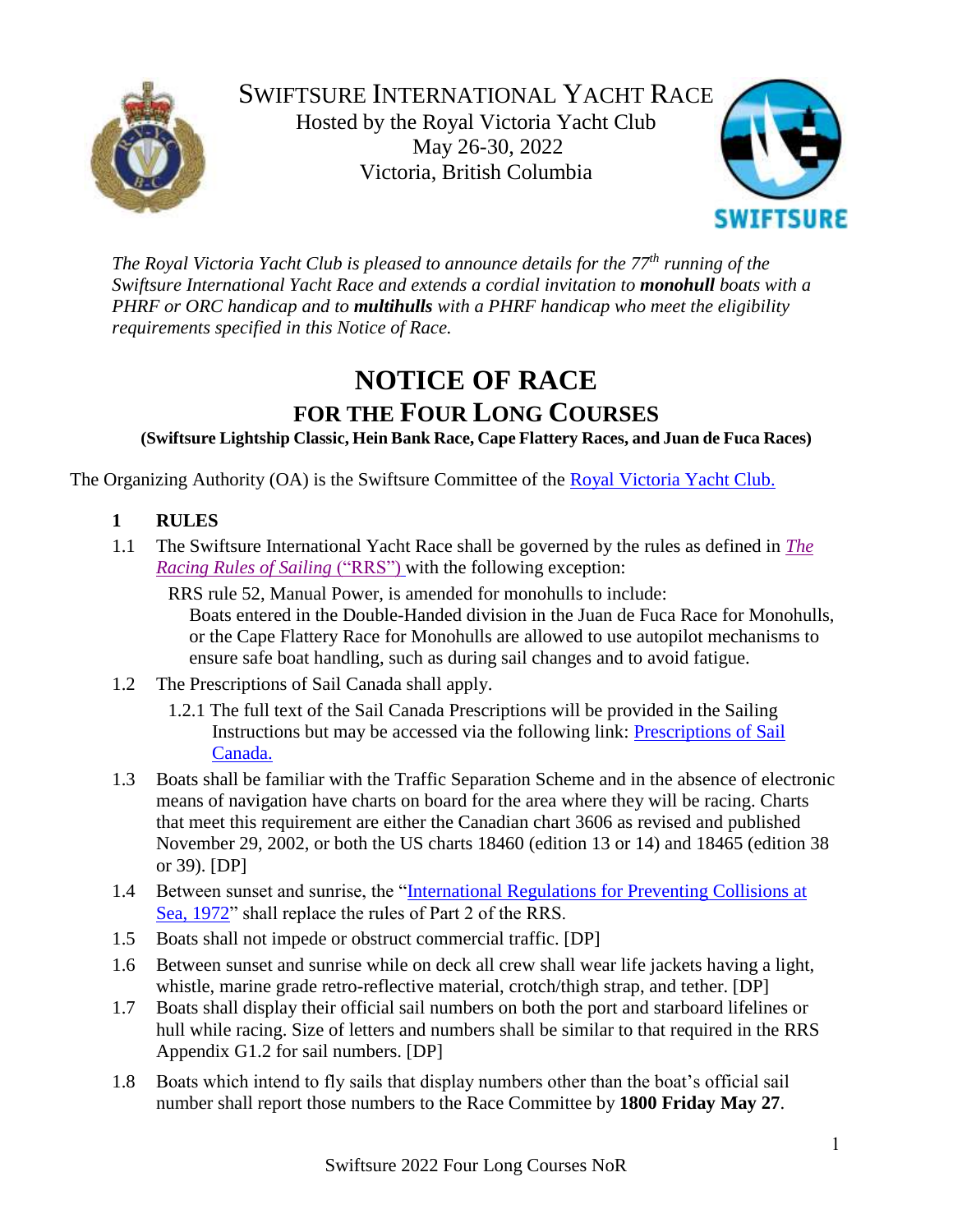# SWIFTSURE INTERNATIONAL YACHT RACE

Hosted by the Royal Victoria Yacht Club
May 26-30, 2022
Victoria, British Columbia

*The Royal Victoria Yacht Club is pleased to announce details for the 77th running of the Swiftsure International Yacht Race and extends a cordial invitation to **monohull** boats with a PHRF or ORC handicap and to **multihulls** with a PHRF handicap who meet the eligibility requirements specified in this Notice of Race.*

# NOTICE OF RACE

## FOR THE FOUR LONG COURSES

**(Swiftsure Lightship Classic, Hein Bank Race, Cape Flattery Races, and Juan de Fuca Races)**

The Organizing Authority (OA) is the Swiftsure Committee of the Royal Victoria Yacht Club.

### 1 RULES

1.1 The Swiftsure International Yacht Race shall be governed by the rules as defined in *The Racing Rules of Sailing* ("RRS") with the following exception:

RRS rule 52, Manual Power, is amended for monohulls to include:
Boats entered in the Double-Handed division in the Juan de Fuca Race for Monohulls, or the Cape Flattery Race for Monohulls are allowed to use autopilot mechanisms to ensure safe boat handling, such as during sail changes and to avoid fatigue.

1.2 The Prescriptions of Sail Canada shall apply.

1.2.1 The full text of the Sail Canada Prescriptions will be provided in the Sailing Instructions but may be accessed via the following link: Prescriptions of Sail Canada.

1.3 Boats shall be familiar with the Traffic Separation Scheme and in the absence of electronic means of navigation have charts on board for the area where they will be racing. Charts that meet this requirement are either the Canadian chart 3606 as revised and published November 29, 2002, or both the US charts 18460 (edition 13 or 14) and 18465 (edition 38 or 39). [DP]

1.4 Between sunset and sunrise, the "International Regulations for Preventing Collisions at Sea, 1972" shall replace the rules of Part 2 of the RRS.

1.5 Boats shall not impede or obstruct commercial traffic. [DP]

1.6 Between sunset and sunrise while on deck all crew shall wear life jackets having a light, whistle, marine grade retro-reflective material, crotch/thigh strap, and tether. [DP]

1.7 Boats shall display their official sail numbers on both the port and starboard lifelines or hull while racing. Size of letters and numbers shall be similar to that required in the RRS Appendix G1.2 for sail numbers. [DP]

1.8 Boats which intend to fly sails that display numbers other than the boat's official sail number shall report those numbers to the Race Committee by **1800 Friday May 27**.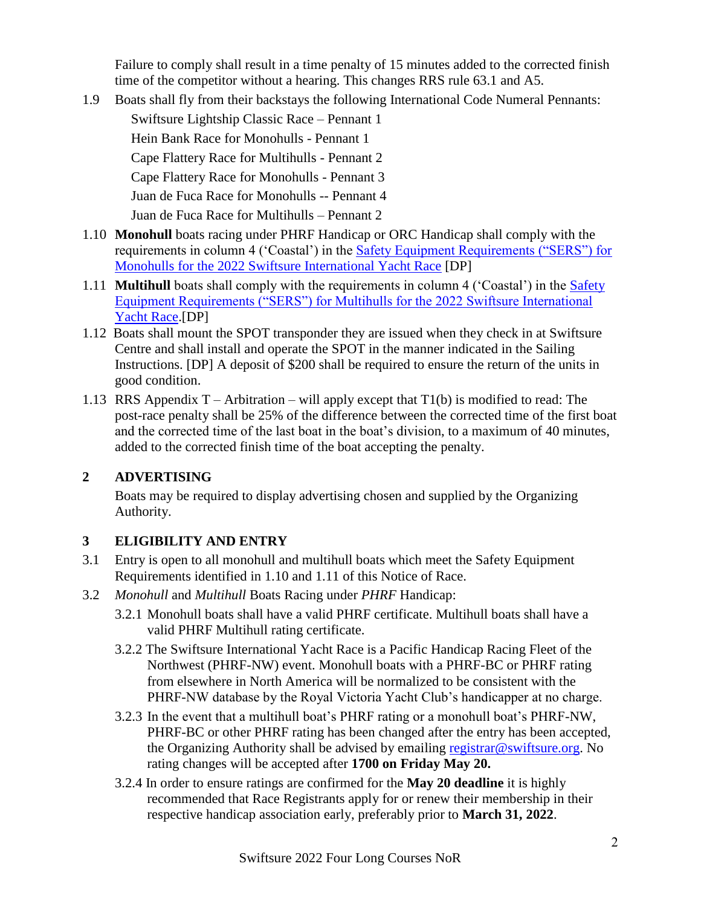Failure to comply shall result in a time penalty of 15 minutes added to the corrected finish time of the competitor without a hearing. This changes RRS rule 63.1 and A5.

1.9 Boats shall fly from their backstays the following International Code Numeral Pennants:

Swiftsure Lightship Classic Race – Pennant 1

Hein Bank Race for Monohulls - Pennant 1

Cape Flattery Race for Multihulls - Pennant 2

Cape Flattery Race for Monohulls - Pennant 3

Juan de Fuca Race for Monohulls -- Pennant 4

Juan de Fuca Race for Multihulls – Pennant 2

1.10 **Monohull** boats racing under PHRF Handicap or ORC Handicap shall comply with the requirements in column 4 ('Coastal') in the Safety Equipment Requirements ("SERS") for Monohulls for the 2022 Swiftsure International Yacht Race [DP]

1.11 **Multihull** boats shall comply with the requirements in column 4 ('Coastal') in the Safety Equipment Requirements ("SERS") for Multihulls for the 2022 Swiftsure International Yacht Race.[DP]

1.12 Boats shall mount the SPOT transponder they are issued when they check in at Swiftsure Centre and shall install and operate the SPOT in the manner indicated in the Sailing Instructions. [DP] A deposit of $200 shall be required to ensure the return of the units in good condition.

1.13 RRS Appendix T – Arbitration – will apply except that T1(b) is modified to read: The post-race penalty shall be 25% of the difference between the corrected time of the first boat and the corrected time of the last boat in the boat's division, to a maximum of 40 minutes, added to the corrected finish time of the boat accepting the penalty.

## 2 ADVERTISING

Boats may be required to display advertising chosen and supplied by the Organizing Authority.

## 3 ELIGIBILITY AND ENTRY

3.1 Entry is open to all monohull and multihull boats which meet the Safety Equipment Requirements identified in 1.10 and 1.11 of this Notice of Race.

3.2 *Monohull* and *Multihull* Boats Racing under *PHRF* Handicap:

3.2.1 Monohull boats shall have a valid PHRF certificate. Multihull boats shall have a valid PHRF Multihull rating certificate.

3.2.2 The Swiftsure International Yacht Race is a Pacific Handicap Racing Fleet of the Northwest (PHRF-NW) event. Monohull boats with a PHRF-BC or PHRF rating from elsewhere in North America will be normalized to be consistent with the PHRF-NW database by the Royal Victoria Yacht Club's handicapper at no charge.

3.2.3 In the event that a multihull boat's PHRF rating or a monohull boat's PHRF-NW, PHRF-BC or other PHRF rating has been changed after the entry has been accepted, the Organizing Authority shall be advised by emailing registrar@swiftsure.org. No rating changes will be accepted after **1700 on Friday May 20.**

3.2.4 In order to ensure ratings are confirmed for the **May 20 deadline** it is highly recommended that Race Registrants apply for or renew their membership in their respective handicap association early, preferably prior to **March 31, 2022**.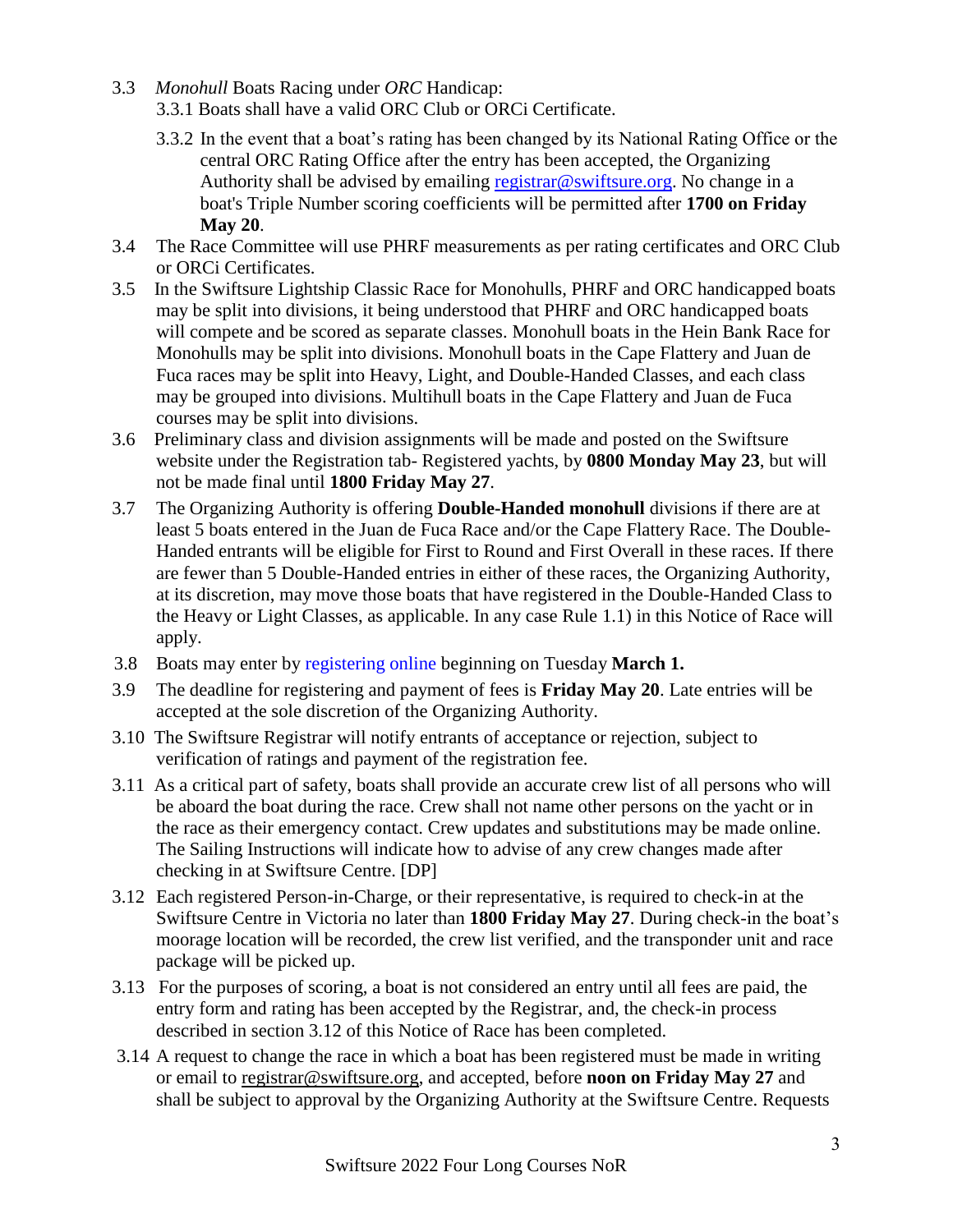3.3 *Monohull* Boats Racing under *ORC* Handicap:

3.3.1 Boats shall have a valid ORC Club or ORCi Certificate.

3.3.2 In the event that a boat's rating has been changed by its National Rating Office or the central ORC Rating Office after the entry has been accepted, the Organizing Authority shall be advised by emailing registrar@swiftsure.org. No change in a boat's Triple Number scoring coefficients will be permitted after **1700 on Friday May 20**.

3.4 The Race Committee will use PHRF measurements as per rating certificates and ORC Club or ORCi Certificates.

3.5 In the Swiftsure Lightship Classic Race for Monohulls, PHRF and ORC handicapped boats may be split into divisions, it being understood that PHRF and ORC handicapped boats will compete and be scored as separate classes. Monohull boats in the Hein Bank Race for Monohulls may be split into divisions. Monohull boats in the Cape Flattery and Juan de Fuca races may be split into Heavy, Light, and Double-Handed Classes, and each class may be grouped into divisions. Multihull boats in the Cape Flattery and Juan de Fuca courses may be split into divisions.

3.6 Preliminary class and division assignments will be made and posted on the Swiftsure website under the Registration tab- Registered yachts, by **0800 Monday May 23**, but will not be made final until **1800 Friday May 27**.

3.7 The Organizing Authority is offering **Double-Handed monohull** divisions if there are at least 5 boats entered in the Juan de Fuca Race and/or the Cape Flattery Race. The Double-Handed entrants will be eligible for First to Round and First Overall in these races. If there are fewer than 5 Double-Handed entries in either of these races, the Organizing Authority, at its discretion, may move those boats that have registered in the Double-Handed Class to the Heavy or Light Classes, as applicable. In any case Rule 1.1) in this Notice of Race will apply.

3.8 Boats may enter by registering online beginning on Tuesday **March 1.**

3.9 The deadline for registering and payment of fees is **Friday May 20**. Late entries will be accepted at the sole discretion of the Organizing Authority.

3.10 The Swiftsure Registrar will notify entrants of acceptance or rejection, subject to verification of ratings and payment of the registration fee.

3.11 As a critical part of safety, boats shall provide an accurate crew list of all persons who will be aboard the boat during the race. Crew shall not name other persons on the yacht or in the race as their emergency contact. Crew updates and substitutions may be made online. The Sailing Instructions will indicate how to advise of any crew changes made after checking in at Swiftsure Centre. [DP]

3.12 Each registered Person-in-Charge, or their representative, is required to check-in at the Swiftsure Centre in Victoria no later than **1800 Friday May 27**. During check-in the boat's moorage location will be recorded, the crew list verified, and the transponder unit and race package will be picked up.

3.13 For the purposes of scoring, a boat is not considered an entry until all fees are paid, the entry form and rating has been accepted by the Registrar, and, the check-in process described in section 3.12 of this Notice of Race has been completed.

3.14 A request to change the race in which a boat has been registered must be made in writing or email to registrar@swiftsure.org, and accepted, before **noon on Friday May 27** and shall be subject to approval by the Organizing Authority at the Swiftsure Centre. Requests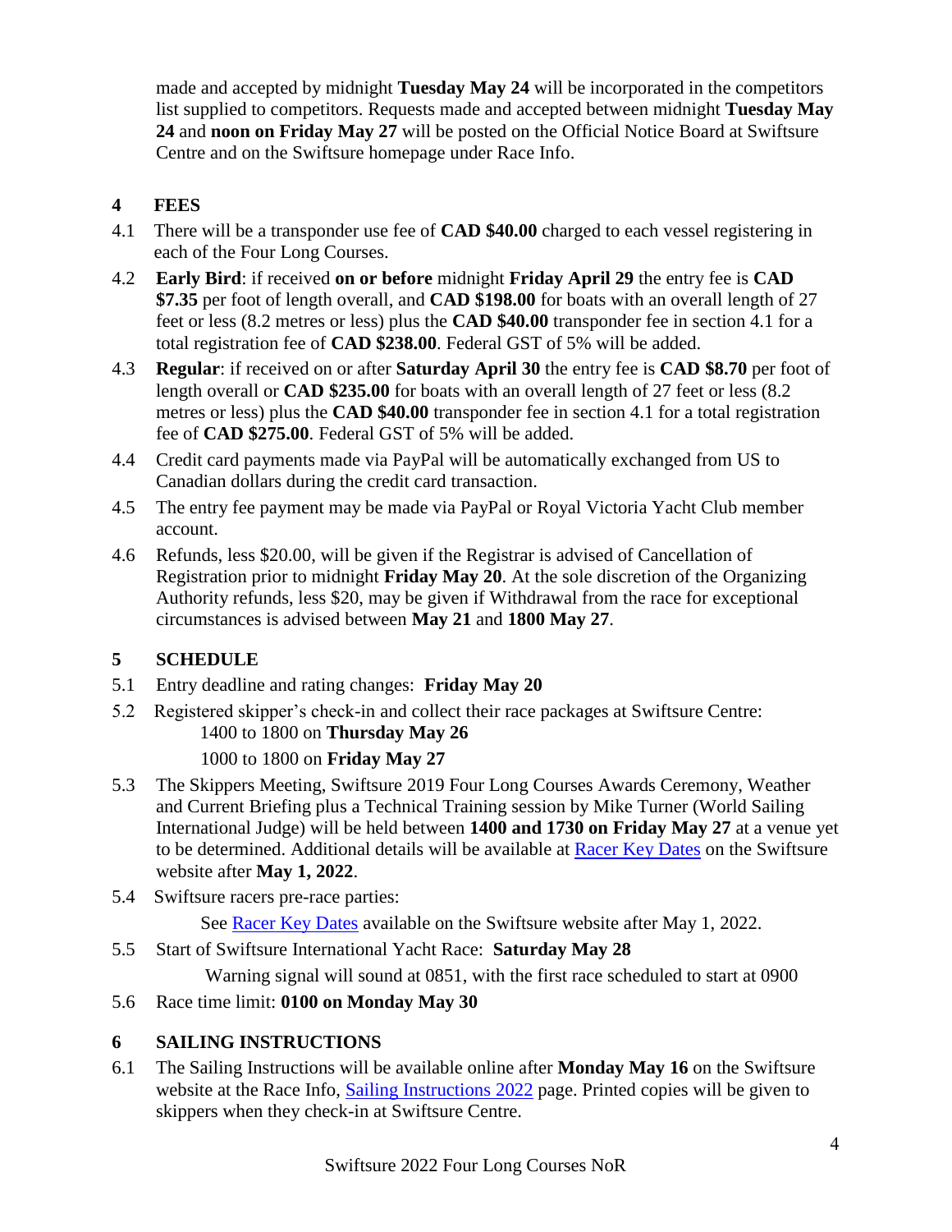made and accepted by midnight **Tuesday May 24** will be incorporated in the competitors list supplied to competitors. Requests made and accepted between midnight **Tuesday May 24** and **noon on Friday May 27** will be posted on the Official Notice Board at Swiftsure Centre and on the Swiftsure homepage under Race Info.

## 4 FEES

4.1 There will be a transponder use fee of **CAD $40.00** charged to each vessel registering in each of the Four Long Courses.

4.2 **Early Bird**: if received **on or before** midnight **Friday April 29** the entry fee is **CAD $7.35** per foot of length overall, and **CAD $198.00** for boats with an overall length of 27 feet or less (8.2 metres or less) plus the **CAD $40.00** transponder fee in section 4.1 for a total registration fee of **CAD $238.00**. Federal GST of 5% will be added.

4.3 **Regular**: if received on or after **Saturday April 30** the entry fee is **CAD $8.70** per foot of length overall or **CAD $235.00** for boats with an overall length of 27 feet or less (8.2 metres or less) plus the **CAD $40.00** transponder fee in section 4.1 for a total registration fee of **CAD $275.00**. Federal GST of 5% will be added.

4.4 Credit card payments made via PayPal will be automatically exchanged from US to Canadian dollars during the credit card transaction.

4.5 The entry fee payment may be made via PayPal or Royal Victoria Yacht Club member account.

4.6 Refunds, less $20.00, will be given if the Registrar is advised of Cancellation of Registration prior to midnight **Friday May 20**. At the sole discretion of the Organizing Authority refunds, less $20, may be given if Withdrawal from the race for exceptional circumstances is advised between **May 21** and **1800 May 27**.

## 5 SCHEDULE

5.1 Entry deadline and rating changes: **Friday May 20**

5.2 Registered skipper's check-in and collect their race packages at Swiftsure Centre:

1400 to 1800 on **Thursday May 26**

1000 to 1800 on **Friday May 27**

5.3 The Skippers Meeting, Swiftsure 2019 Four Long Courses Awards Ceremony, Weather and Current Briefing plus a Technical Training session by Mike Turner (World Sailing International Judge) will be held between **1400 and 1730 on Friday May 27** at a venue yet to be determined. Additional details will be available at Racer Key Dates on the Swiftsure website after **May 1, 2022**.

5.4 Swiftsure racers pre-race parties:

See Racer Key Dates available on the Swiftsure website after May 1, 2022.

5.5 Start of Swiftsure International Yacht Race: **Saturday May 28**

Warning signal will sound at 0851, with the first race scheduled to start at 0900

5.6 Race time limit: **0100 on Monday May 30**

## 6 SAILING INSTRUCTIONS

6.1 The Sailing Instructions will be available online after **Monday May 16** on the Swiftsure website at the Race Info, Sailing Instructions 2022 page. Printed copies will be given to skippers when they check-in at Swiftsure Centre.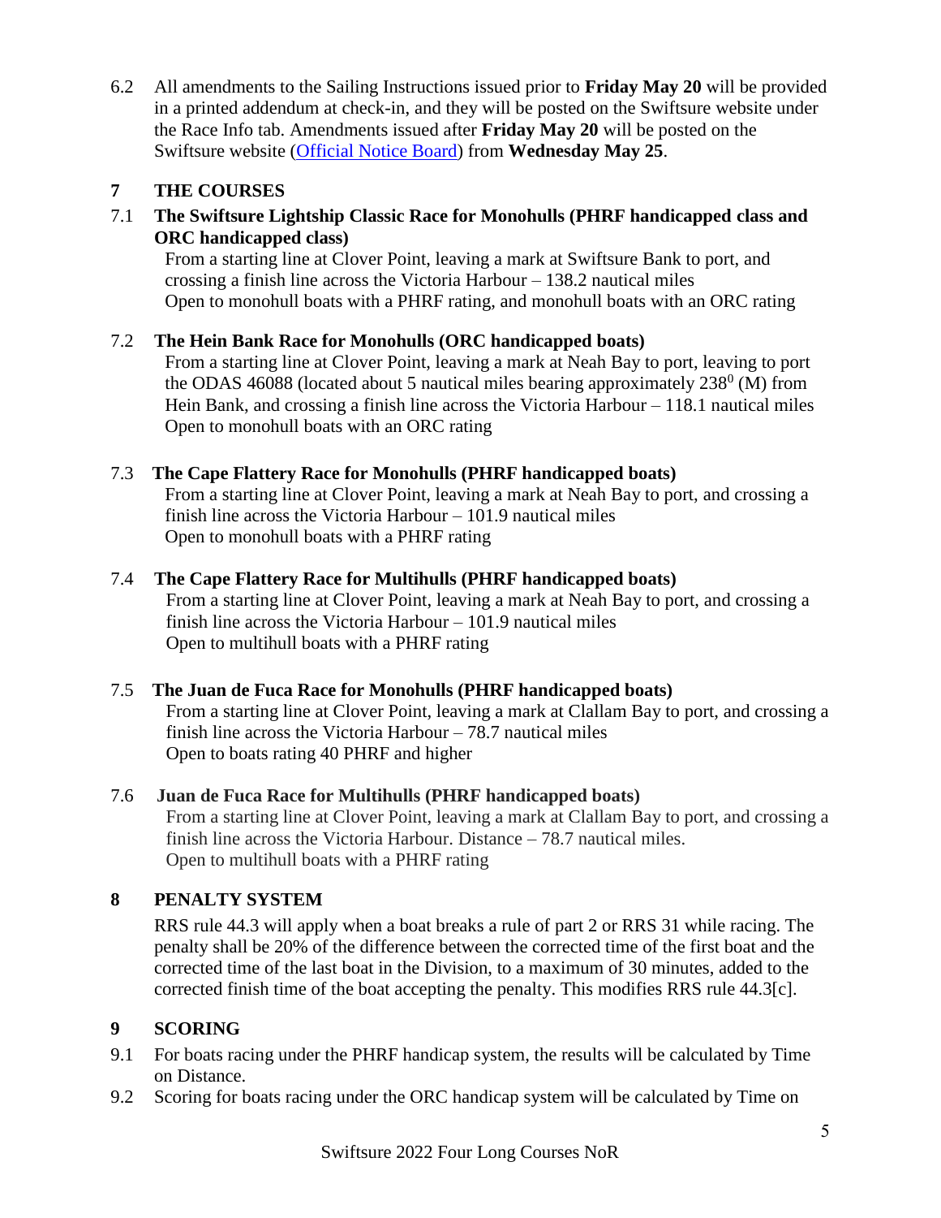6.2 All amendments to the Sailing Instructions issued prior to **Friday May 20** will be provided in a printed addendum at check-in, and they will be posted on the Swiftsure website under the Race Info tab. Amendments issued after **Friday May 20** will be posted on the Swiftsure website (Official Notice Board) from **Wednesday May 25**.

## 7 THE COURSES

### 7.1 The Swiftsure Lightship Classic Race for Monohulls (PHRF handicapped class and ORC handicapped class)

From a starting line at Clover Point, leaving a mark at Swiftsure Bank to port, and crossing a finish line across the Victoria Harbour – 138.2 nautical miles
Open to monohull boats with a PHRF rating, and monohull boats with an ORC rating

### 7.2 The Hein Bank Race for Monohulls (ORC handicapped boats)

From a starting line at Clover Point, leaving a mark at Neah Bay to port, leaving to port the ODAS 46088 (located about 5 nautical miles bearing approximately $238^0$ (M) from Hein Bank, and crossing a finish line across the Victoria Harbour – 118.1 nautical miles
Open to monohull boats with an ORC rating

### 7.3 The Cape Flattery Race for Monohulls (PHRF handicapped boats)

From a starting line at Clover Point, leaving a mark at Neah Bay to port, and crossing a finish line across the Victoria Harbour – 101.9 nautical miles
Open to monohull boats with a PHRF rating

### 7.4 The Cape Flattery Race for Multihulls (PHRF handicapped boats)

From a starting line at Clover Point, leaving a mark at Neah Bay to port, and crossing a finish line across the Victoria Harbour – 101.9 nautical miles
Open to multihull boats with a PHRF rating

### 7.5 The Juan de Fuca Race for Monohulls (PHRF handicapped boats)

From a starting line at Clover Point, leaving a mark at Clallam Bay to port, and crossing a finish line across the Victoria Harbour – 78.7 nautical miles
Open to boats rating 40 PHRF and higher

### 7.6 Juan de Fuca Race for Multihulls (PHRF handicapped boats)

From a starting line at Clover Point, leaving a mark at Clallam Bay to port, and crossing a finish line across the Victoria Harbour. Distance – 78.7 nautical miles.
Open to multihull boats with a PHRF rating

## 8 PENALTY SYSTEM

RRS rule 44.3 will apply when a boat breaks a rule of part 2 or RRS 31 while racing. The penalty shall be 20% of the difference between the corrected time of the first boat and the corrected time of the last boat in the Division, to a maximum of 30 minutes, added to the corrected finish time of the boat accepting the penalty. This modifies RRS rule 44.3[c].

## 9 SCORING

9.1 For boats racing under the PHRF handicap system, the results will be calculated by Time on Distance.

9.2 Scoring for boats racing under the ORC handicap system will be calculated by Time on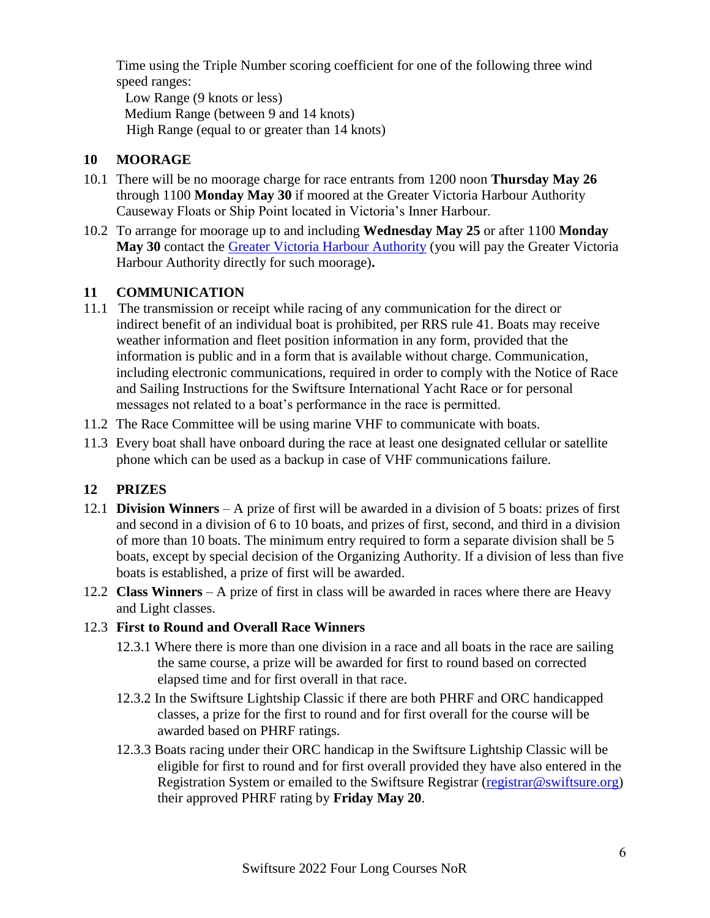Time using the Triple Number scoring coefficient for one of the following three wind speed ranges:

Low Range (9 knots or less)
Medium Range (between 9 and 14 knots)
High Range (equal to or greater than 14 knots)

## 10 MOORAGE

10.1 There will be no moorage charge for race entrants from 1200 noon **Thursday May 26** through 1100 **Monday May 30** if moored at the Greater Victoria Harbour Authority Causeway Floats or Ship Point located in Victoria's Inner Harbour.

10.2 To arrange for moorage up to and including **Wednesday May 25** or after 1100 **Monday May 30** contact the Greater Victoria Harbour Authority (you will pay the Greater Victoria Harbour Authority directly for such moorage)**.**

## 11 COMMUNICATION

11.1 The transmission or receipt while racing of any communication for the direct or indirect benefit of an individual boat is prohibited, per RRS rule 41. Boats may receive weather information and fleet position information in any form, provided that the information is public and in a form that is available without charge. Communication, including electronic communications, required in order to comply with the Notice of Race and Sailing Instructions for the Swiftsure International Yacht Race or for personal messages not related to a boat's performance in the race is permitted.

11.2 The Race Committee will be using marine VHF to communicate with boats.

11.3 Every boat shall have onboard during the race at least one designated cellular or satellite phone which can be used as a backup in case of VHF communications failure.

## 12 PRIZES

12.1 **Division Winners** – A prize of first will be awarded in a division of 5 boats: prizes of first and second in a division of 6 to 10 boats, and prizes of first, second, and third in a division of more than 10 boats. The minimum entry required to form a separate division shall be 5 boats, except by special decision of the Organizing Authority. If a division of less than five boats is established, a prize of first will be awarded.

12.2 **Class Winners** – A prize of first in class will be awarded in races where there are Heavy and Light classes.

12.3 **First to Round and Overall Race Winners**

12.3.1 Where there is more than one division in a race and all boats in the race are sailing the same course, a prize will be awarded for first to round based on corrected elapsed time and for first overall in that race.

12.3.2 In the Swiftsure Lightship Classic if there are both PHRF and ORC handicapped classes, a prize for the first to round and for first overall for the course will be awarded based on PHRF ratings.

12.3.3 Boats racing under their ORC handicap in the Swiftsure Lightship Classic will be eligible for first to round and for first overall provided they have also entered in the Registration System or emailed to the Swiftsure Registrar (registrar@swiftsure.org) their approved PHRF rating by **Friday May 20**.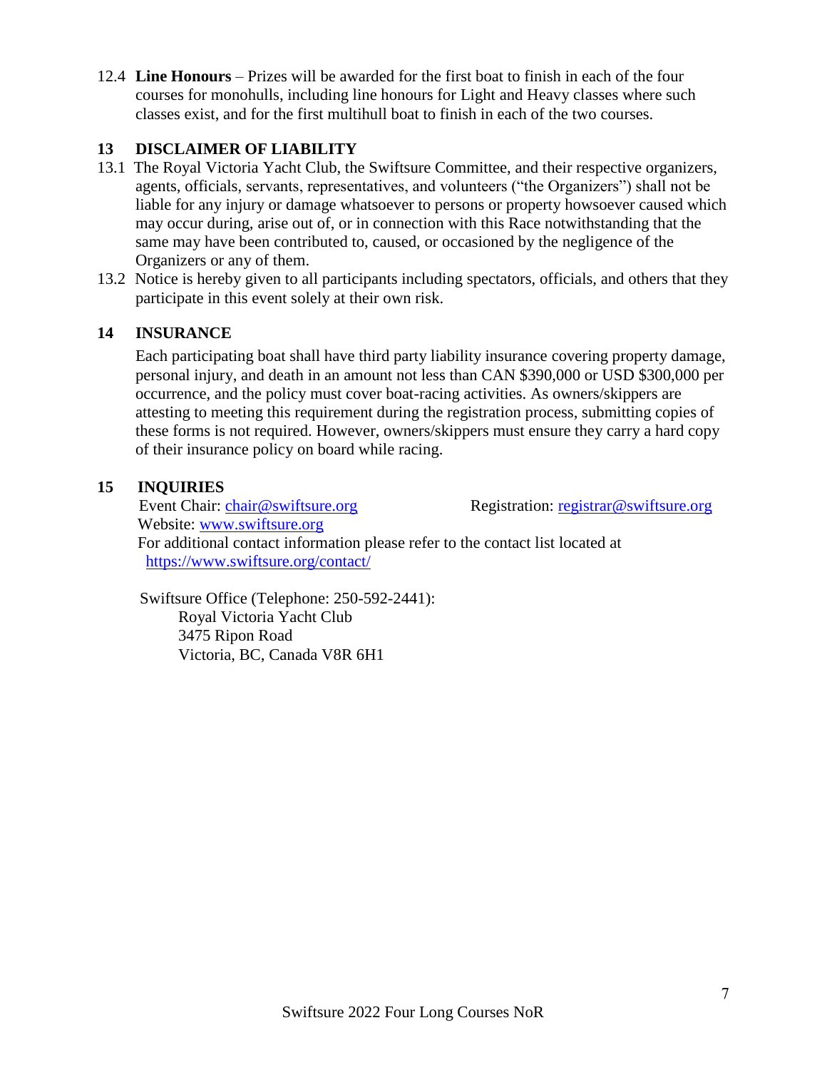12.4 **Line Honours** – Prizes will be awarded for the first boat to finish in each of the four courses for monohulls, including line honours for Light and Heavy classes where such classes exist, and for the first multihull boat to finish in each of the two courses.

## 13 DISCLAIMER OF LIABILITY

13.1 The Royal Victoria Yacht Club, the Swiftsure Committee, and their respective organizers, agents, officials, servants, representatives, and volunteers ("the Organizers") shall not be liable for any injury or damage whatsoever to persons or property howsoever caused which may occur during, arise out of, or in connection with this Race notwithstanding that the same may have been contributed to, caused, or occasioned by the negligence of the Organizers or any of them.

13.2 Notice is hereby given to all participants including spectators, officials, and others that they participate in this event solely at their own risk.

## 14 INSURANCE

Each participating boat shall have third party liability insurance covering property damage, personal injury, and death in an amount not less than CAN $390,000 or USD $300,000 per occurrence, and the policy must cover boat-racing activities. As owners/skippers are attesting to meeting this requirement during the registration process, submitting copies of these forms is not required. However, owners/skippers must ensure they carry a hard copy of their insurance policy on board while racing.

## 15 INQUIRIES

Event Chair: chair@swiftsure.org    Registration: registrar@swiftsure.org

Website: www.swiftsure.org

For additional contact information please refer to the contact list located at https://www.swiftsure.org/contact/

Swiftsure Office (Telephone: 250-592-2441):
Royal Victoria Yacht Club
3475 Ripon Road
Victoria, BC, Canada V8R 6H1